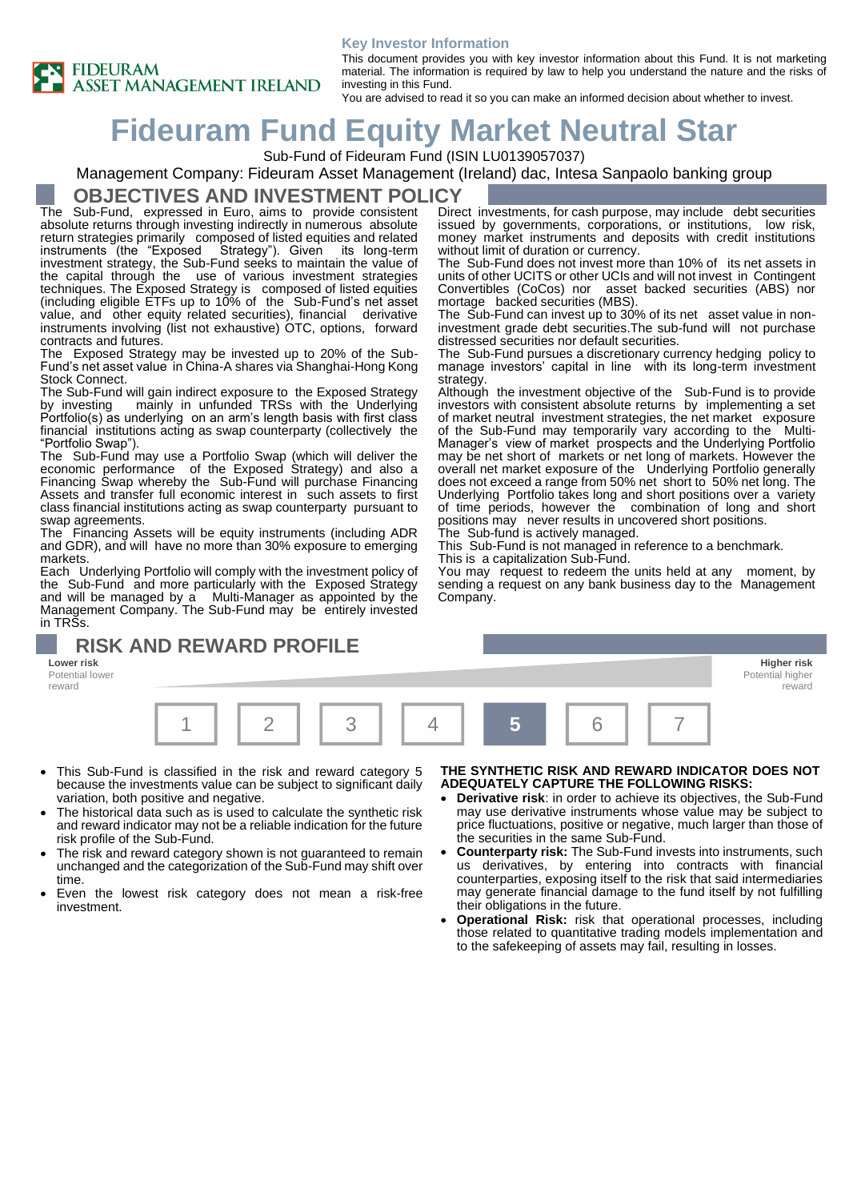FIDEURAM ASSET MANAGEMENT IRELAND

**Key Investor Information**

This document provides you with key investor information about this Fund. It is not marketing material. The information is required by law to help you understand the nature and the risks of investing in this Fund.

You are advised to read it so you can make an informed decision about whether to invest.

# Fideuram Fund Equity Market Neutral Star

Sub-Fund of Fideuram Fund (ISIN LU0139057037)

Management Company: Fideuram Asset Management (Ireland) dac, Intesa Sanpaolo banking group

## OBJECTIVES AND INVESTMENT POLICY

The Sub-Fund, expressed in Euro, aims to provide consistent absolute returns through investing indirectly in numerous absolute return strategies primarily composed of listed equities and related instruments (the "Exposed Strategy"). Given its long-term investment strategy, the Sub-Fund seeks to maintain the value of the capital through the use of various investment strategies techniques. The Exposed Strategy is composed of listed equities (including eligible ETFs up to 10% of the Sub-Fund's net asset value, and other equity related securities), financial derivative instruments involving (list not exhaustive) OTC, options, forward contracts and futures.

The Exposed Strategy may be invested up to 20% of the Sub-Fund's net asset value in China-A shares via Shanghai-Hong Kong Stock Connect.

The Sub-Fund will gain indirect exposure to the Exposed Strategy by investing mainly in unfunded TRSs with the Underlying Portfolio(s) as underlying on an arm's length basis with first class financial institutions acting as swap counterparty (collectively the "Portfolio Swap").

The Sub-Fund may use a Portfolio Swap (which will deliver the economic performance of the Exposed Strategy) and also a Financing Swap whereby the Sub-Fund will purchase Financing Assets and transfer full economic interest in such assets to first class financial institutions acting as swap counterparty pursuant to swap agreements.

The Financing Assets will be equity instruments (including ADR and GDR), and will have no more than 30% exposure to emerging markets.

Each Underlying Portfolio will comply with the investment policy of the Sub-Fund and more particularly with the Exposed Strategy and will be managed by a Multi-Manager as appointed by the Management Company. The Sub-Fund may be entirely invested in TRSs.

Direct investments, for cash purpose, may include debt securities issued by governments, corporations, or institutions, low risk, money market instruments and deposits with credit institutions without limit of duration or currency.

The Sub-Fund does not invest more than 10% of its net assets in units of other UCITS or other UCIs and will not invest in Contingent Convertibles (CoCos) nor asset backed securities (ABS) nor mortage backed securities (MBS).

The Sub-Fund can invest up to 30% of its net asset value in non-investment grade debt securities.The sub-fund will not purchase distressed securities nor default securities.

The Sub-Fund pursues a discretionary currency hedging policy to manage investors' capital in line with its long-term investment strategy.

Although the investment objective of the Sub-Fund is to provide investors with consistent absolute returns by implementing a set of market neutral investment strategies, the net market exposure of the Sub-Fund may temporarily vary according to the Multi-Manager's view of market prospects and the Underlying Portfolio may be net short of markets or net long of markets. However the overall net market exposure of the Underlying Portfolio generally does not exceed a range from 50% net short to 50% net long. The Underlying Portfolio takes long and short positions over a variety of time periods, however the combination of long and short positions may never results in uncovered short positions.

The Sub-fund is actively managed.

This Sub-Fund is not managed in reference to a benchmark.

This is a capitalization Sub-Fund.

You may request to redeem the units held at any moment, by sending a request on any bank business day to the Management Company.

## RISK AND REWARD PROFILE

**Lower risk** Potential lower reward — **Higher risk** Potential higher reward

| 1 | 2 | 3 | 4 | **5** | 6 | 7 |
|---|---|---|---|---|---|---|

- This Sub-Fund is classified in the risk and reward category 5 because the investments value can be subject to significant daily variation, both positive and negative.
- The historical data such as is used to calculate the synthetic risk and reward indicator may not be a reliable indication for the future risk profile of the Sub-Fund.
- The risk and reward category shown is not guaranteed to remain unchanged and the categorization of the Sub-Fund may shift over time.
- Even the lowest risk category does not mean a risk-free investment.

**THE SYNTHETIC RISK AND REWARD INDICATOR DOES NOT ADEQUATELY CAPTURE THE FOLLOWING RISKS:**

- **Derivative risk**: in order to achieve its objectives, the Sub-Fund may use derivative instruments whose value may be subject to price fluctuations, positive or negative, much larger than those of the securities in the same Sub-Fund.
- **Counterparty risk:** The Sub-Fund invests into instruments, such us derivatives, by entering into contracts with financial counterparties, exposing itself to the risk that said intermediaries may generate financial damage to the fund itself by not fulfilling their obligations in the future.
- **Operational Risk:** risk that operational processes, including those related to quantitative trading models implementation and to the safekeeping of assets may fail, resulting in losses.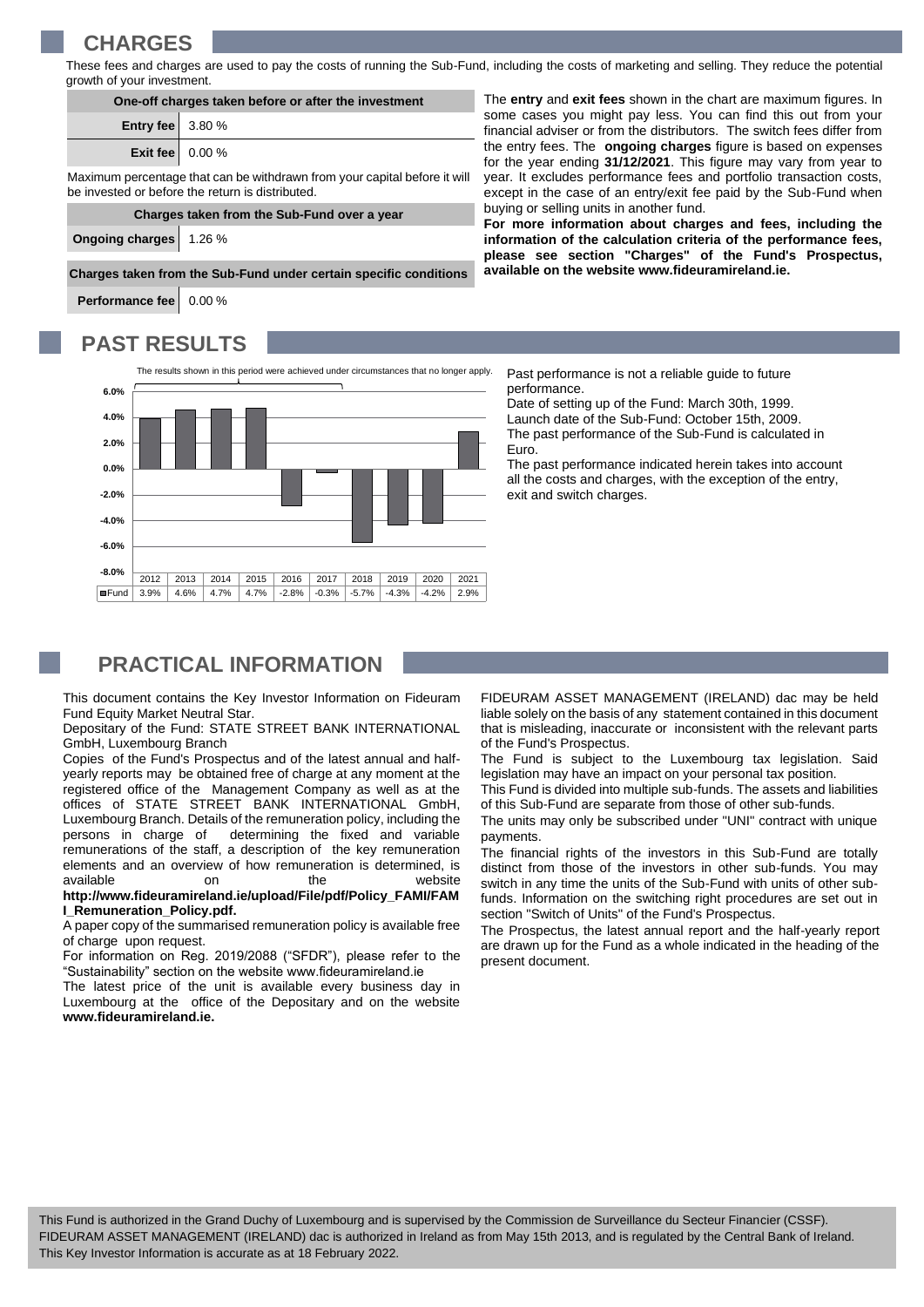## CHARGES

These fees and charges are used to pay the costs of running the Sub-Fund, including the costs of marketing and selling. They reduce the potential growth of your investment.

| One-off charges taken before or after the investment | |
|---|---|
| **Entry fee** | 3.80 % |
| **Exit fee** | 0.00 % |

Maximum percentage that can be withdrawn from your capital before it will be invested or before the return is distributed.

| Charges taken from the Sub-Fund over a year | |
|---|---|
| **Ongoing charges** | 1.26 % |

| Charges taken from the Sub-Fund under certain specific conditions | |
|---|---|
| **Performance fee** | 0.00 % |

The **entry** and **exit fees** shown in the chart are maximum figures. In some cases you might pay less. You can find this out from your financial adviser or from the distributors. The switch fees differ from the entry fees. The **ongoing charges** figure is based on expenses for the year ending **31/12/2021**. This figure may vary from year to year. It excludes performance fees and portfolio transaction costs, except in the case of an entry/exit fee paid by the Sub-Fund when buying or selling units in another fund.

**For more information about charges and fees, including the information of the calculation criteria of the performance fees, please see section "Charges" of the Fund's Prospectus, available on the website www.fideuramireland.ie.**

## PAST RESULTS

The results shown in this period were achieved under circumstances that no longer apply.

6.0%
4.0%
2.0%
0.0%
-2.0%
-4.0%
-6.0%
-8.0%

2012 2013 2014 2015 2016 2017 2018 2019 2020 2021

Fund 3.9% 4.6% 4.7% 4.7% -2.8% -0.3% -5.7% -4.3% -4.2% 2.9%

Past performance is not a reliable guide to future performance.

Date of setting up of the Fund: March 30th, 1999.

Launch date of the Sub-Fund: October 15th, 2009.

The past performance of the Sub-Fund is calculated in Euro.

The past performance indicated herein takes into account all the costs and charges, with the exception of the entry, exit and switch charges.

## PRACTICAL INFORMATION

This document contains the Key Investor Information on Fideuram Fund Equity Market Neutral Star.

Depositary of the Fund: STATE STREET BANK INTERNATIONAL GmbH, Luxembourg Branch

Copies of the Fund's Prospectus and of the latest annual and half-yearly reports may be obtained free of charge at any moment at the registered office of the Management Company as well as at the offices of STATE STREET BANK INTERNATIONAL GmbH, Luxembourg Branch. Details of the remuneration policy, including the persons in charge of determining the fixed and variable remunerations of the staff, a description of the key remuneration elements and an overview of how remuneration is determined, is available on the website **http://www.fideuramireland.ie/upload/File/pdf/Policy_FAMI/FAMI_Remuneration_Policy.pdf.**

A paper copy of the summarised remuneration policy is available free of charge upon request.

For information on Reg. 2019/2088 ("SFDR"), please refer to the "Sustainability" section on the website www.fideuramireland.ie

The latest price of the unit is available every business day in Luxembourg at the office of the Depositary and on the website **www.fideuramireland.ie.**

FIDEURAM ASSET MANAGEMENT (IRELAND) dac may be held liable solely on the basis of any statement contained in this document that is misleading, inaccurate or inconsistent with the relevant parts of the Fund's Prospectus.

The Fund is subject to the Luxembourg tax legislation. Said legislation may have an impact on your personal tax position.

This Fund is divided into multiple sub-funds. The assets and liabilities of this Sub-Fund are separate from those of other sub-funds.

The units may only be subscribed under "UNI" contract with unique payments.

The financial rights of the investors in this Sub-Fund are totally distinct from those of the investors in other sub-funds. You may switch in any time the units of the Sub-Fund with units of other sub-funds. Information on the switching right procedures are set out in section "Switch of Units" of the Fund's Prospectus.

The Prospectus, the latest annual report and the half-yearly report are drawn up for the Fund as a whole indicated in the heading of the present document.

This Fund is authorized in the Grand Duchy of Luxembourg and is supervised by the Commission de Surveillance du Secteur Financier (CSSF).
FIDEURAM ASSET MANAGEMENT (IRELAND) dac is authorized in Ireland as from May 15th 2013, and is regulated by the Central Bank of Ireland.
This Key Investor Information is accurate as at 18 February 2022.